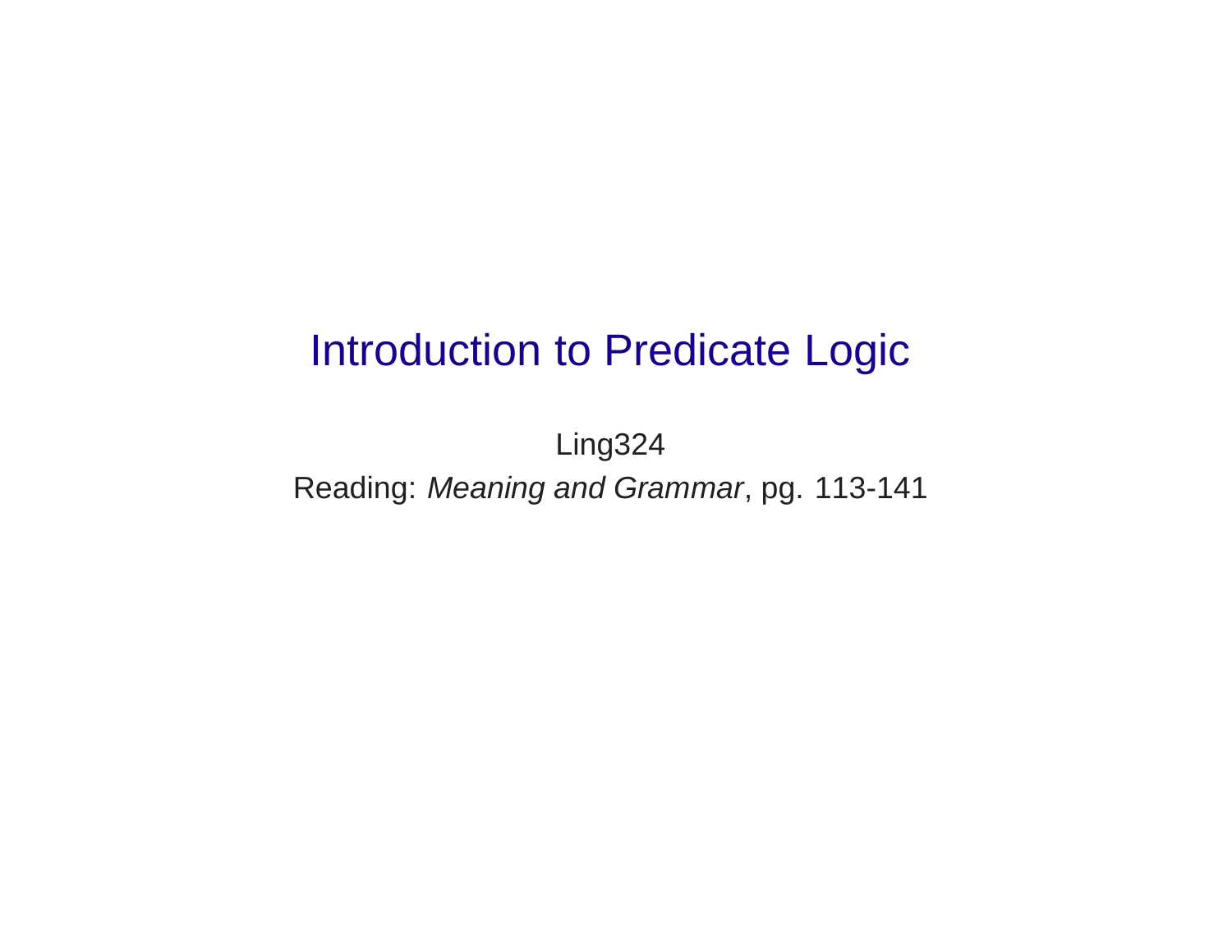# Introduction to Predicate Logic

Ling324

Reading: *Meaning and Grammar*, pg. 113-141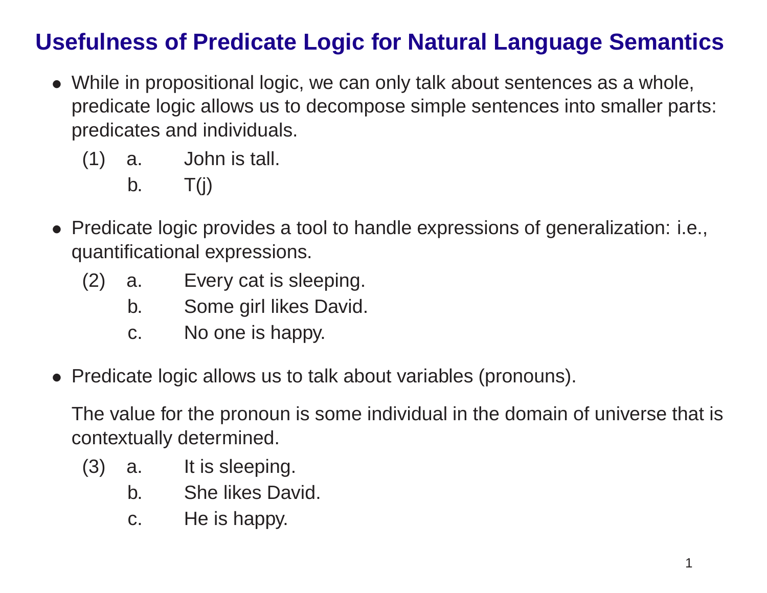# Usefulness of Predicate Logic for Natural Language Semantics

- While in propositional logic, we can only talk about sentences as a whole, predicate logic allows us to decompose simple sentences into smaller parts: predicates and individuals.

  (1) a. John is tall.
  b. T(j)

- Predicate logic provides a tool to handle expressions of generalization: i.e., quantificational expressions.

  (2) a. Every cat is sleeping.
  b. Some girl likes David.
  c. No one is happy.

- Predicate logic allows us to talk about variables (pronouns).

  The value for the pronoun is some individual in the domain of universe that is contextually determined.

  (3) a. It is sleeping.
  b. She likes David.
  c. He is happy.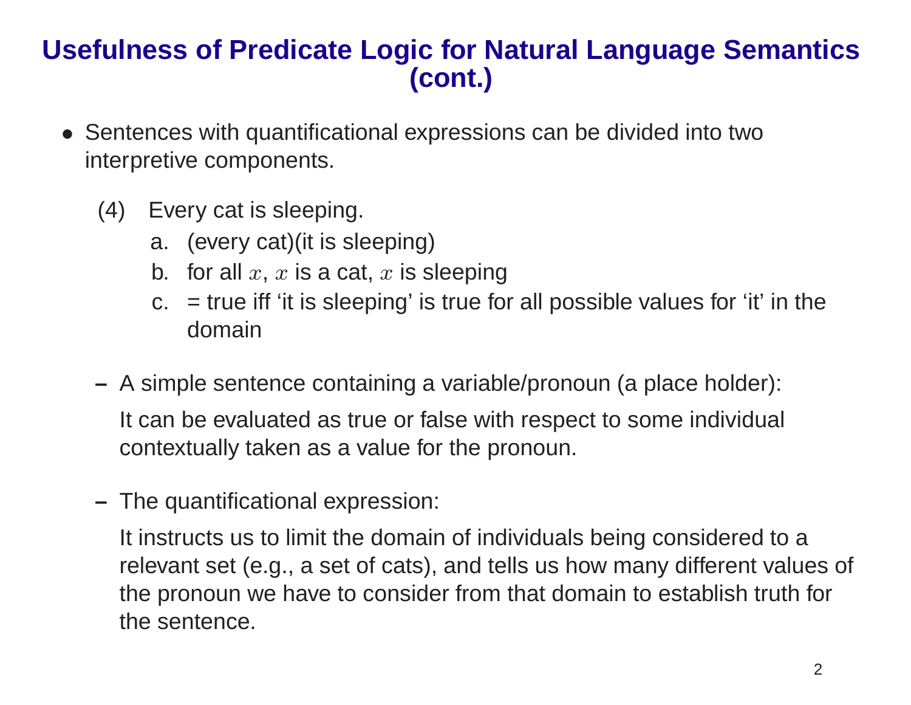# Usefulness of Predicate Logic for Natural Language Semantics (cont.)

- Sentences with quantificational expressions can be divided into two interpretive components.

  (4) Every cat is sleeping.
  
  a. (every cat)(it is sleeping)
  
  b. for all $x$, $x$ is a cat, $x$ is sleeping
  
  c. = true iff 'it is sleeping' is true for all possible values for 'it' in the domain

  - A simple sentence containing a variable/pronoun (a place holder):

    It can be evaluated as true or false with respect to some individual contextually taken as a value for the pronoun.

  - The quantificational expression:

    It instructs us to limit the domain of individuals being considered to a relevant set (e.g., a set of cats), and tells us how many different values of the pronoun we have to consider from that domain to establish truth for the sentence.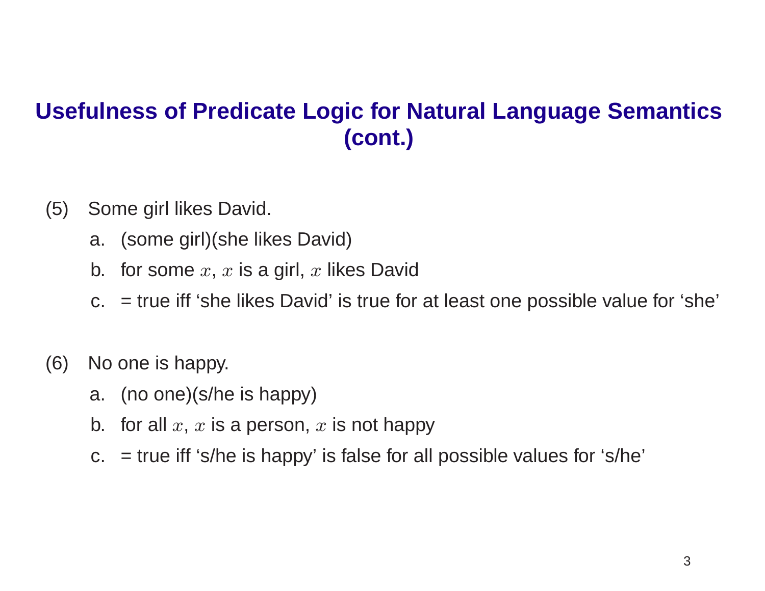# Usefulness of Predicate Logic for Natural Language Semantics (cont.)

(5) Some girl likes David.

a. (some girl)(she likes David)

b. for some $x$, $x$ is a girl, $x$ likes David

c. = true iff ‘she likes David’ is true for at least one possible value for ‘she’

(6) No one is happy.

a. (no one)(s/he is happy)

b. for all $x$, $x$ is a person, $x$ is not happy

c. = true iff ‘s/he is happy’ is false for all possible values for ‘s/he’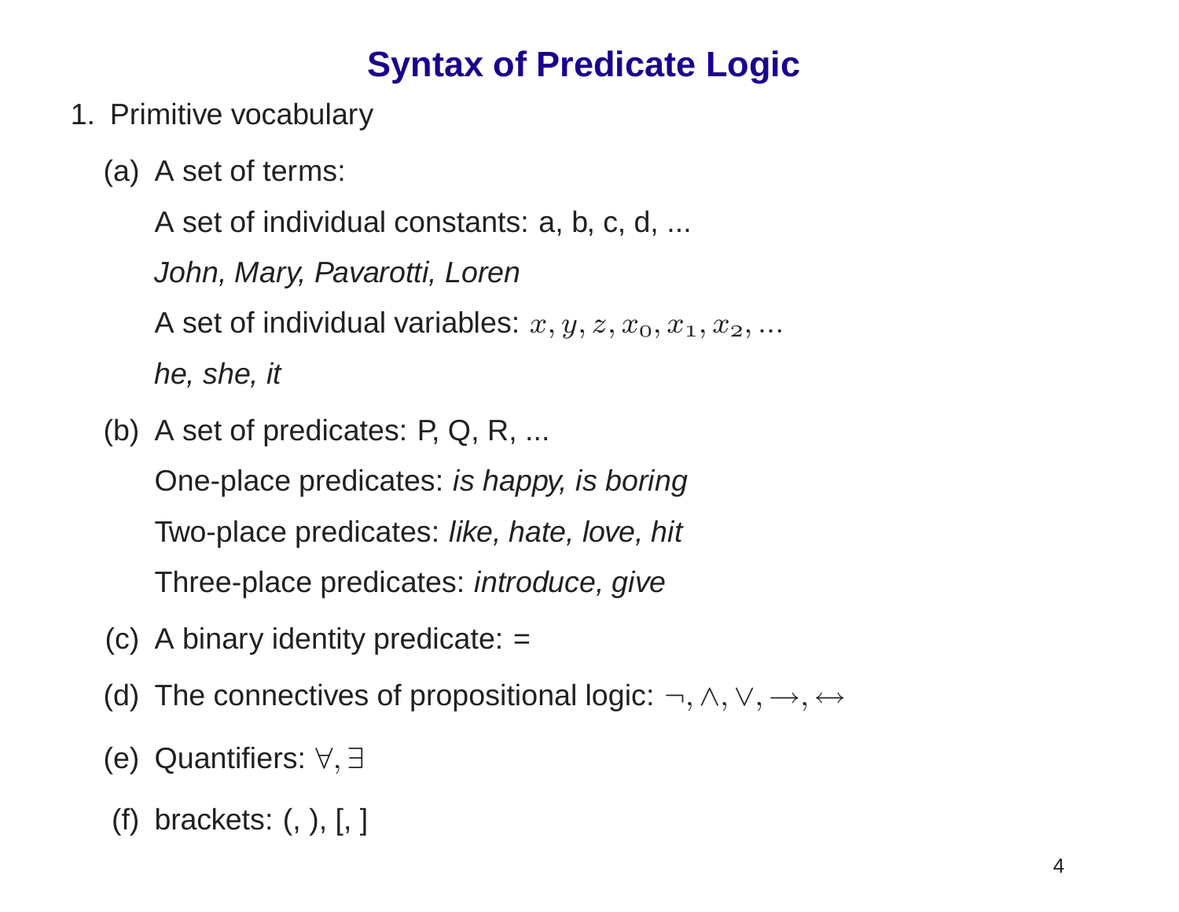# Syntax of Predicate Logic

1. Primitive vocabulary

   (a) A set of terms:

   A set of individual constants: a, b, c, d, ...

   *John, Mary, Pavarotti, Loren*

   A set of individual variables: $x, y, z, x_0, x_1, x_2, ...$

   *he, she, it*

   (b) A set of predicates: P, Q, R, ...

   One-place predicates: *is happy, is boring*

   Two-place predicates: *like, hate, love, hit*

   Three-place predicates: *introduce, give*

   (c) A binary identity predicate: =

   (d) The connectives of propositional logic: $\neg, \wedge, \vee, \rightarrow, \leftrightarrow$

   (e) Quantifiers: $\forall, \exists$

   (f) brackets: (, ), [, ]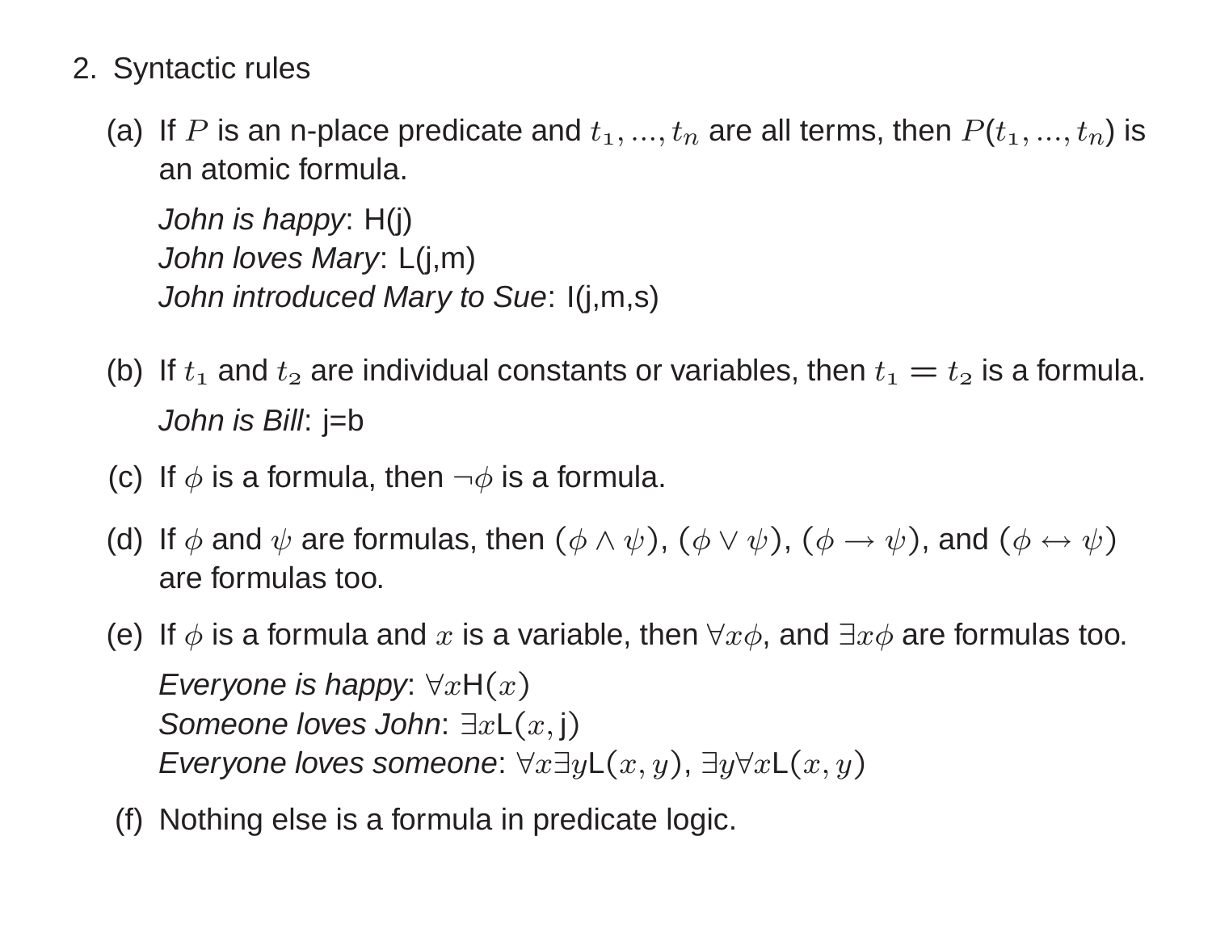2. Syntactic rules

   (a) If $P$ is an n-place predicate and $t_1, ..., t_n$ are all terms, then $P(t_1, ..., t_n)$ is an atomic formula.

      *John is happy*: H(j)
      *John loves Mary*: L(j,m)
      *John introduced Mary to Sue*: I(j,m,s)

   (b) If $t_1$ and $t_2$ are individual constants or variables, then $t_1 = t_2$ is a formula.

      *John is Bill*: j=b

   (c) If $\phi$ is a formula, then $\neg\phi$ is a formula.

   (d) If $\phi$ and $\psi$ are formulas, then $(\phi \wedge \psi)$, $(\phi \vee \psi)$, $(\phi \rightarrow \psi)$, and $(\phi \leftrightarrow \psi)$ are formulas too.

   (e) If $\phi$ is a formula and $x$ is a variable, then $\forall x\phi$, and $\exists x\phi$ are formulas too.

      *Everyone is happy*: $\forall x\mathrm{H}(x)$
      *Someone loves John*: $\exists x\mathrm{L}(x, \mathrm{j})$
      *Everyone loves someone*: $\forall x\exists y\mathrm{L}(x, y)$, $\exists y\forall x\mathrm{L}(x, y)$

   (f) Nothing else is a formula in predicate logic.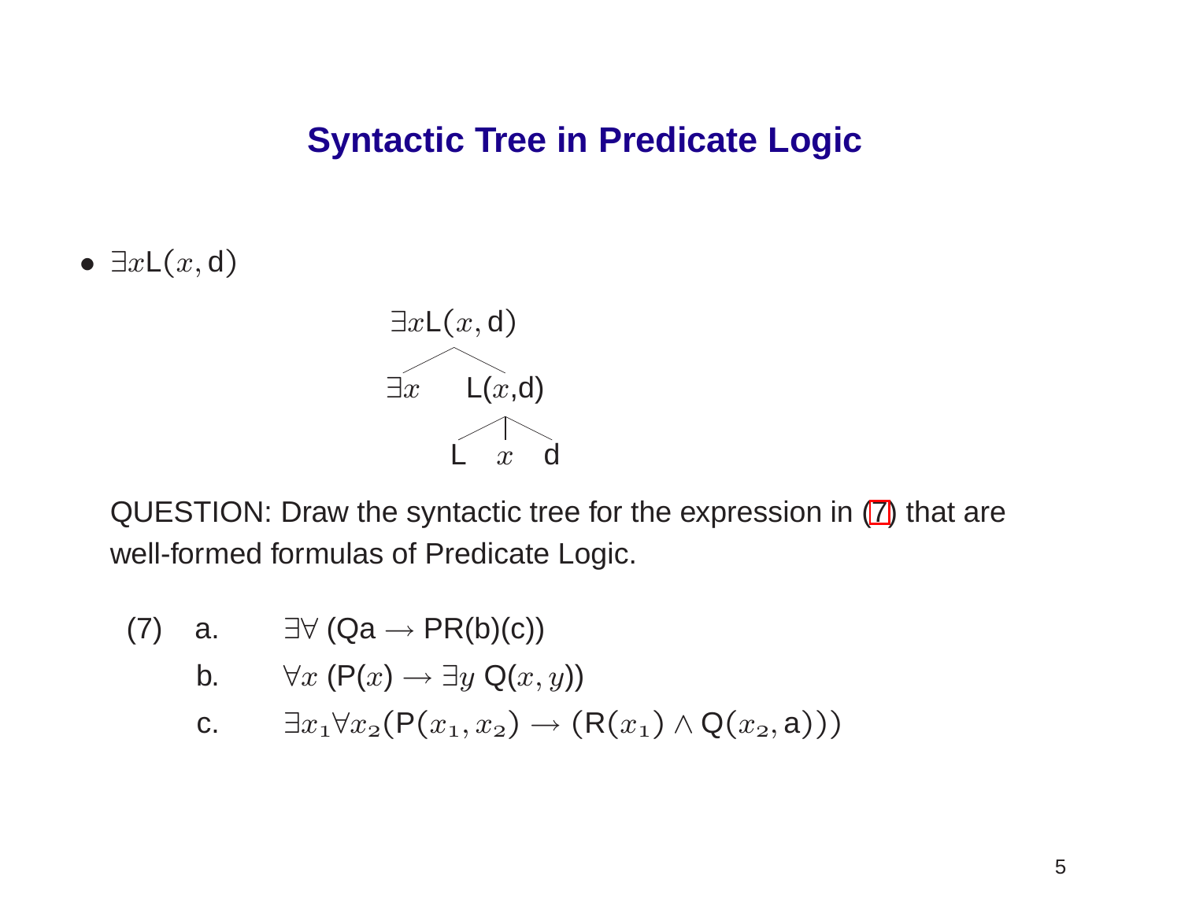# Syntactic Tree in Predicate Logic

- $\exists x \mathsf{L}(x, \mathsf{d})$

```
      ∃xL(x,d)
      /      \
    ∃x      L(x,d)
            /  |  \
           L   x   d
```

QUESTION: Draw the syntactic tree for the expression in (7) that are well-formed formulas of Predicate Logic.

(7) a. $\exists\forall$ (Qa $\rightarrow$ PR(b)(c))

b. $\forall x$ (P($x$) $\rightarrow \exists y$ Q($x, y$))

c. $\exists x_1 \forall x_2 (\mathsf{P}(x_1, x_2) \rightarrow (\mathsf{R}(x_1) \wedge \mathsf{Q}(x_2, \mathsf{a})))$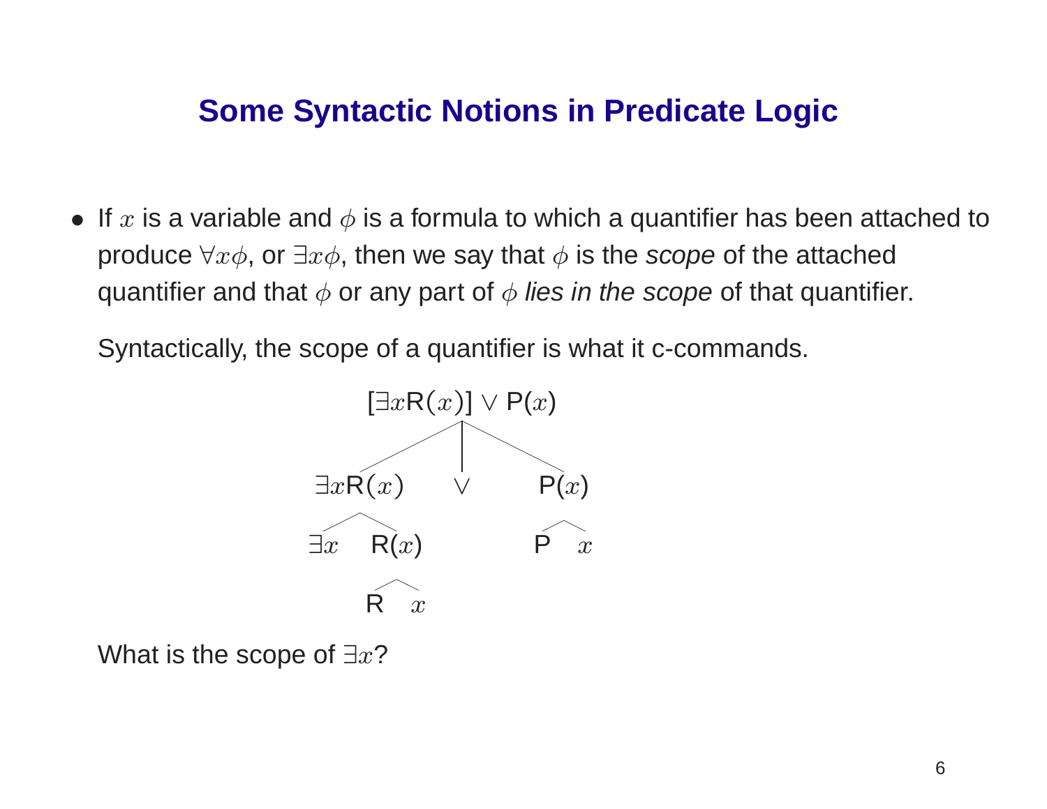## Some Syntactic Notions in Predicate Logic

- If $x$ is a variable and $\phi$ is a formula to which a quantifier has been attached to produce $\forall x \phi$, or $\exists x \phi$, then we say that $\phi$ is the *scope* of the attached quantifier and that $\phi$ or any part of $\phi$ *lies in the scope* of that quantifier.

  Syntactically, the scope of a quantifier is what it c-commands.

```
            [∃xR(x)] ∨ P(x)
           /       |       \
      ∃xR(x)       ∨       P(x)
      /    \               /   \
    ∃x     R(x)           P     x
           /  \
          R    x
```

  What is the scope of $\exists x$?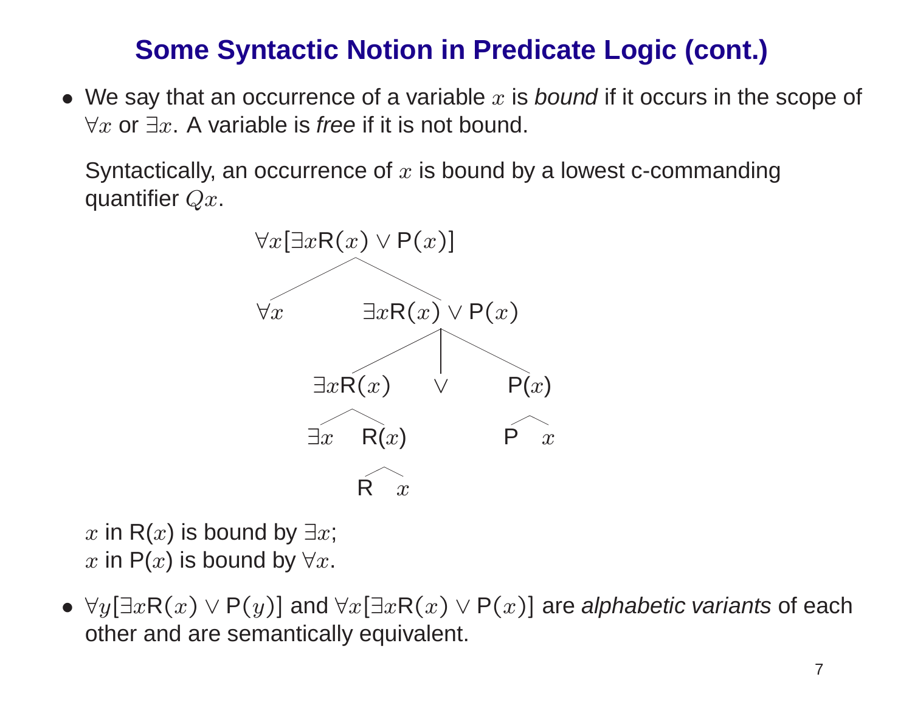## Some Syntactic Notion in Predicate Logic (cont.)

- We say that an occurrence of a variable $x$ is *bound* if it occurs in the scope of $\forall x$ or $\exists x$. A variable is *free* if it is not bound.

  Syntactically, an occurrence of $x$ is bound by a lowest c-commanding quantifier $Qx$.

```
                ∀x[∃xR(x) ∨ P(x)]
               /                 \
            ∀x              ∃xR(x) ∨ P(x)
                          /       |       \
                     ∃xR(x)       ∨       P(x)
                     /    \               /   \
                   ∃x     R(x)           P     x
                          /   \
                         R     x
```

  $x$ in R($x$) is bound by $\exists x$;
  $x$ in P($x$) is bound by $\forall x$.

- $\forall y[\exists x \mathsf{R}(x) \vee \mathsf{P}(y)]$ and $\forall x[\exists x \mathsf{R}(x) \vee \mathsf{P}(x)]$ are *alphabetic variants* of each other and are semantically equivalent.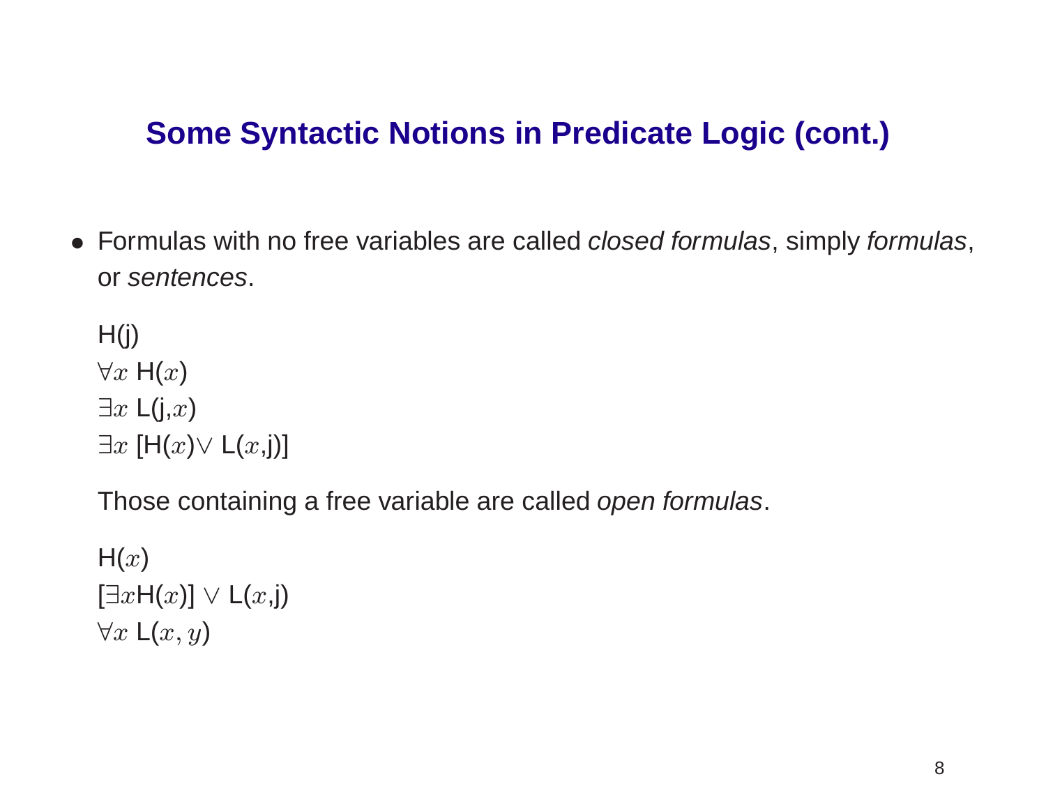# Some Syntactic Notions in Predicate Logic (cont.)

- Formulas with no free variables are called *closed formulas*, simply *formulas*, or *sentences*.

  H(j)
  $\forall x$ H($x$)
  $\exists x$ L(j,$x$)
  $\exists x$ [H($x$)$\vee$ L($x$,j)]

  Those containing a free variable are called *open formulas*.

  H($x$)
  [$\exists x$H($x$)] $\vee$ L($x$,j)
  $\forall x$ L($x, y$)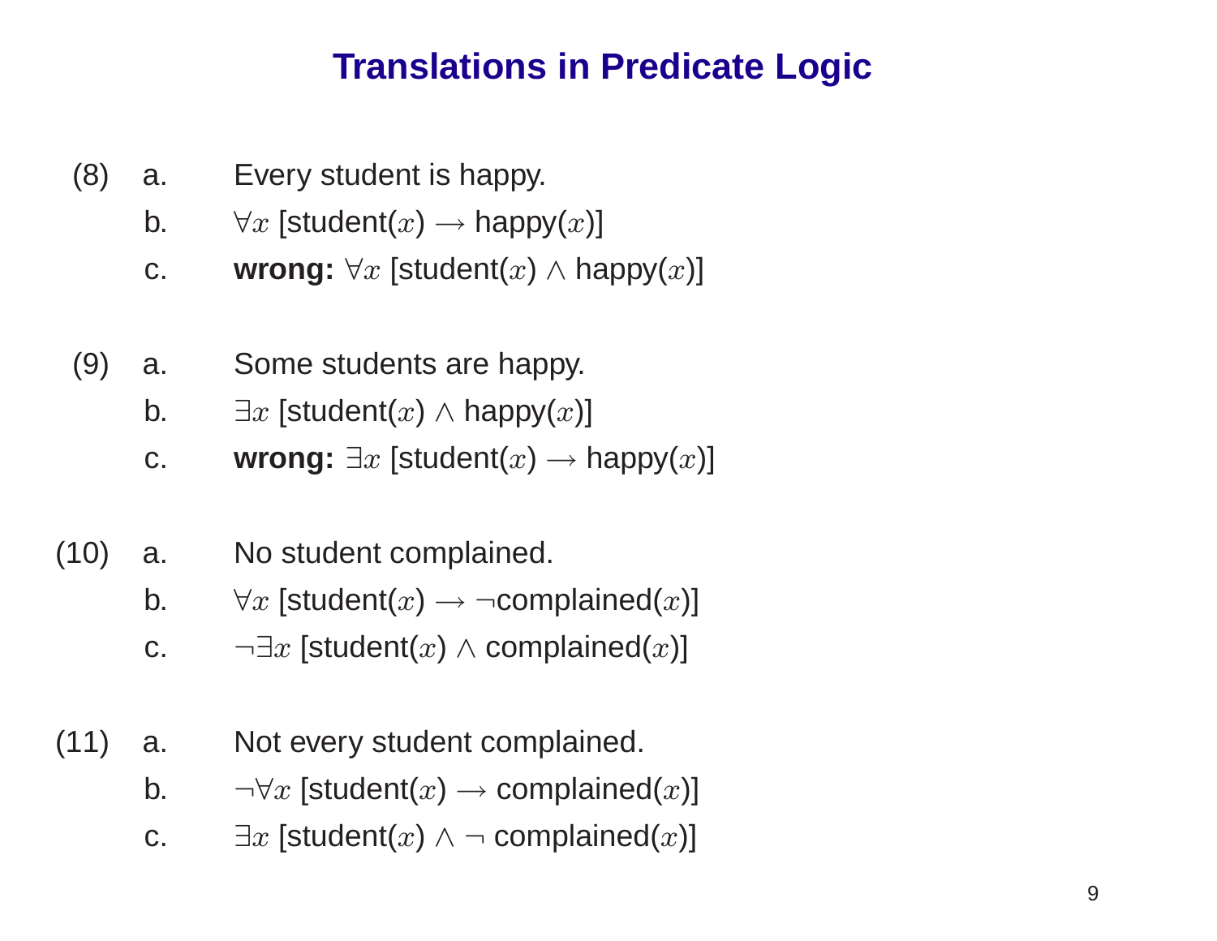# Translations in Predicate Logic

(8) a. Every student is happy.

b. $\forall x$ [student($x$) $\rightarrow$ happy($x$)]

c. **wrong:** $\forall x$ [student($x$) $\wedge$ happy($x$)]

(9) a. Some students are happy.

b. $\exists x$ [student($x$) $\wedge$ happy($x$)]

c. **wrong:** $\exists x$ [student($x$) $\rightarrow$ happy($x$)]

(10) a. No student complained.

b. $\forall x$ [student($x$) $\rightarrow$ $\neg$complained($x$)]

c. $\neg\exists x$ [student($x$) $\wedge$ complained($x$)]

(11) a. Not every student complained.

b. $\neg\forall x$ [student($x$) $\rightarrow$ complained($x$)]

c. $\exists x$ [student($x$) $\wedge$ $\neg$ complained($x$)]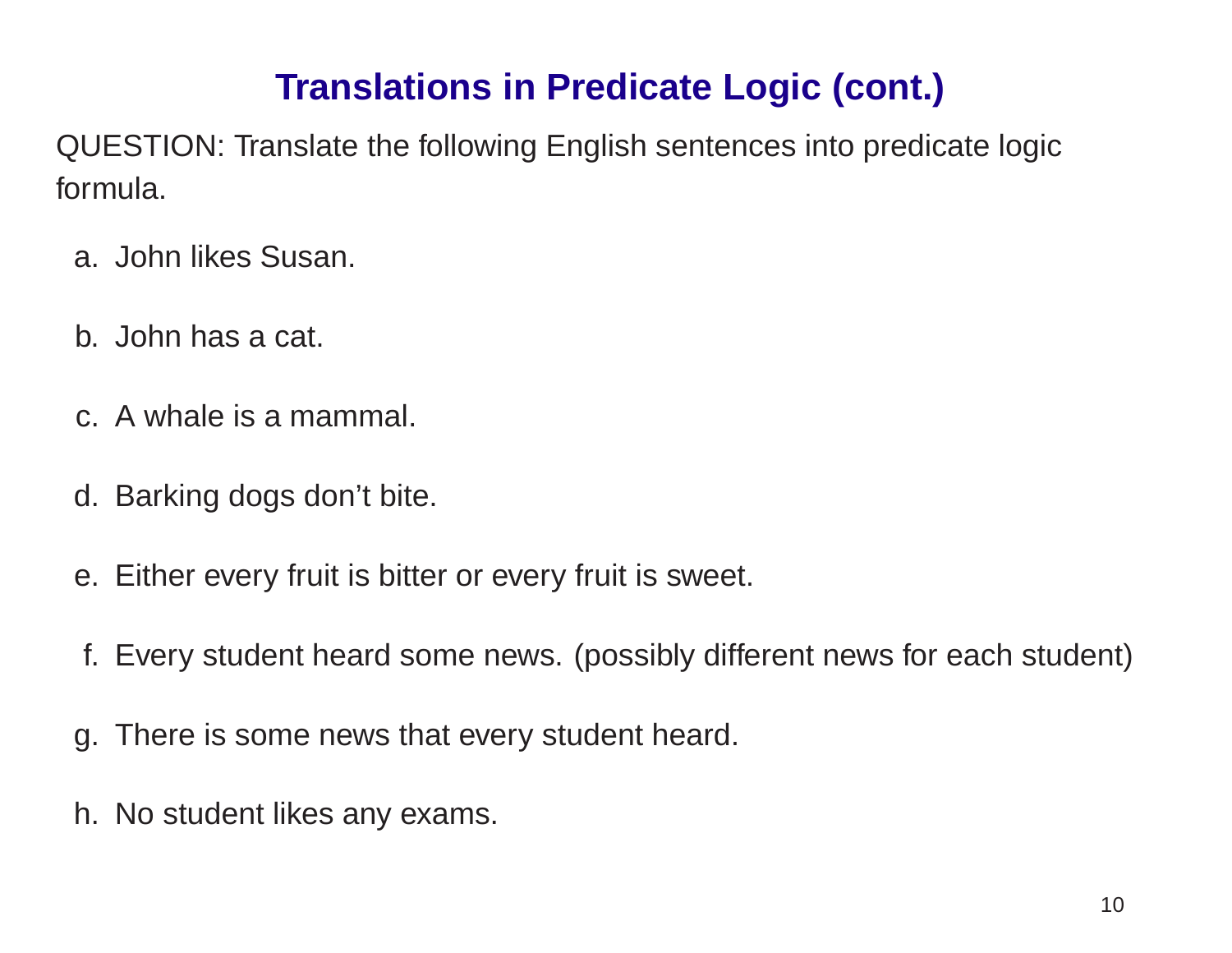# Translations in Predicate Logic (cont.)

QUESTION: Translate the following English sentences into predicate logic formula.

a. John likes Susan.

b. John has a cat.

c. A whale is a mammal.

d. Barking dogs don’t bite.

e. Either every fruit is bitter or every fruit is sweet.

f. Every student heard some news. (possibly different news for each student)

g. There is some news that every student heard.

h. No student likes any exams.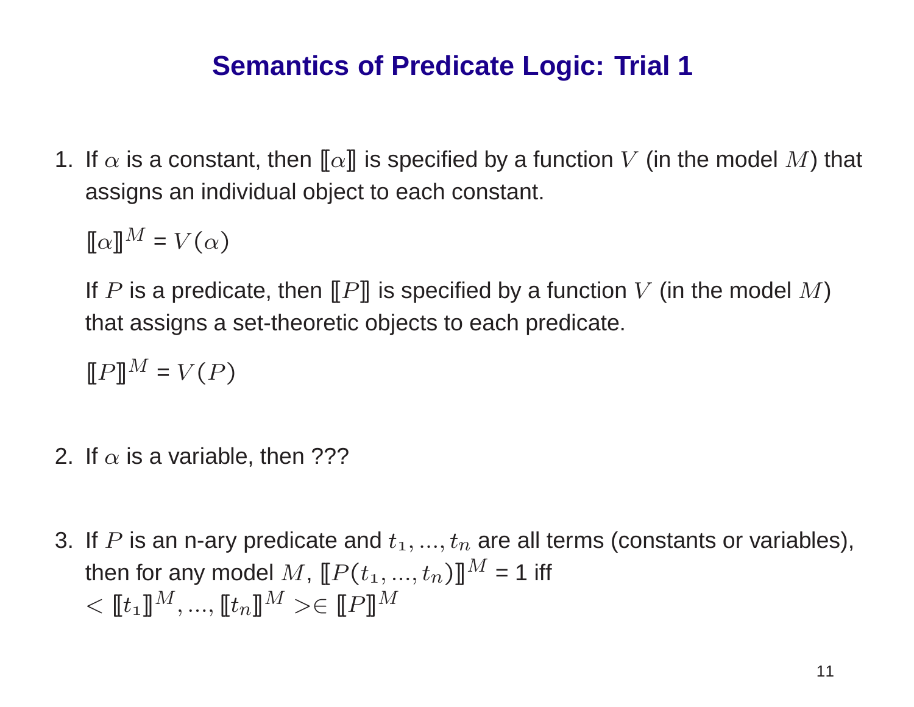# Semantics of Predicate Logic: Trial 1

1. If $\alpha$ is a constant, then $[\![\alpha]\!]$ is specified by a function $V$ (in the model $M$) that assigns an individual object to each constant.

   $[\![\alpha]\!]^M = V(\alpha)$

   If $P$ is a predicate, then $[\![P]\!]$ is specified by a function $V$ (in the model $M$) that assigns a set-theoretic objects to each predicate.

   $[\![P]\!]^M = V(P)$

2. If $\alpha$ is a variable, then ???

3. If $P$ is an n-ary predicate and $t_1, ..., t_n$ are all terms (constants or variables), then for any model $M$, $[\![P(t_1, ..., t_n)]\!]^M = 1$ iff $< [\![t_1]\!]^M, ..., [\![t_n]\!]^M > \in [\![P]\!]^M$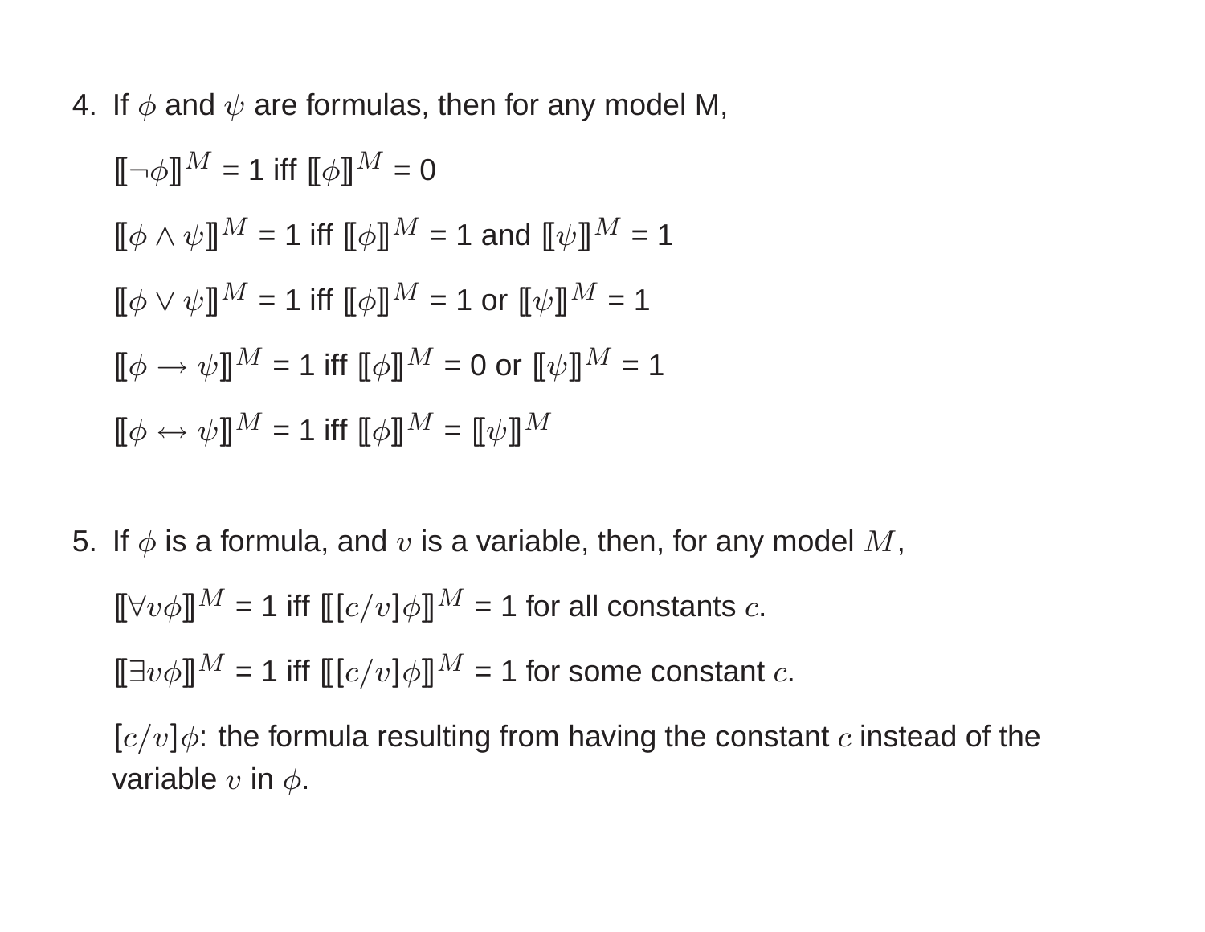4. If $\phi$ and $\psi$ are formulas, then for any model M,

   $[\![\neg\phi]\!]^M$ = 1 iff $[\![\phi]\!]^M$ = 0

   $[\![\phi \wedge \psi]\!]^M$ = 1 iff $[\![\phi]\!]^M$ = 1 and $[\![\psi]\!]^M$ = 1

   $[\![\phi \vee \psi]\!]^M$ = 1 iff $[\![\phi]\!]^M$ = 1 or $[\![\psi]\!]^M$ = 1

   $[\![\phi \rightarrow \psi]\!]^M$ = 1 iff $[\![\phi]\!]^M$ = 0 or $[\![\psi]\!]^M$ = 1

   $[\![\phi \leftrightarrow \psi]\!]^M$ = 1 iff $[\![\phi]\!]^M$ = $[\![\psi]\!]^M$

5. If $\phi$ is a formula, and $v$ is a variable, then, for any model $M$,

   $[\![\forall v \phi]\!]^M$ = 1 iff $[\![[c/v]\phi]\!]^M$ = 1 for all constants $c$.

   $[\![\exists v \phi]\!]^M$ = 1 iff $[\![[c/v]\phi]\!]^M$ = 1 for some constant $c$.

   $[c/v]\phi$: the formula resulting from having the constant $c$ instead of the variable $v$ in $\phi$.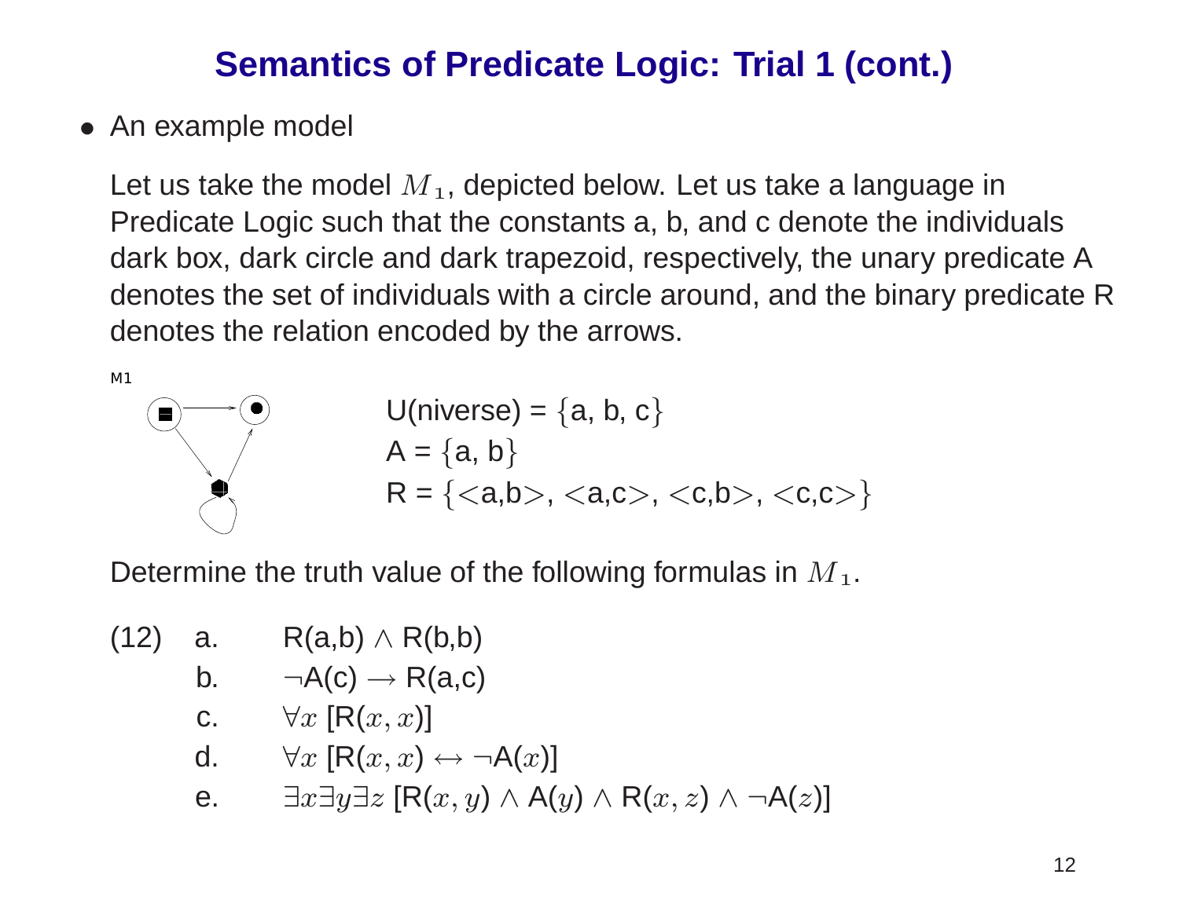# Semantics of Predicate Logic: Trial 1 (cont.)

- An example model

  Let us take the model $M_1$, depicted below. Let us take a language in Predicate Logic such that the constants a, b, and c denote the individuals dark box, dark circle and dark trapezoid, respectively, the unary predicate A denotes the set of individuals with a circle around, and the binary predicate R denotes the relation encoded by the arrows.

M1

U(niverse) = {a, b, c}
A = {a, b}
R = {<a,b>, <a,c>, <c,b>, <c,c>}

Determine the truth value of the following formulas in $M_1$.

(12)
- a. R(a,b) $\wedge$ R(b,b)
- b. $\neg$A(c) $\rightarrow$ R(a,c)
- c. $\forall x$ [R($x, x$)]
- d. $\forall x$ [R($x, x$) $\leftrightarrow$ $\neg$A($x$)]
- e. $\exists x \exists y \exists z$ [R($x, y$) $\wedge$ A($y$) $\wedge$ R($x, z$) $\wedge$ $\neg$A($z$)]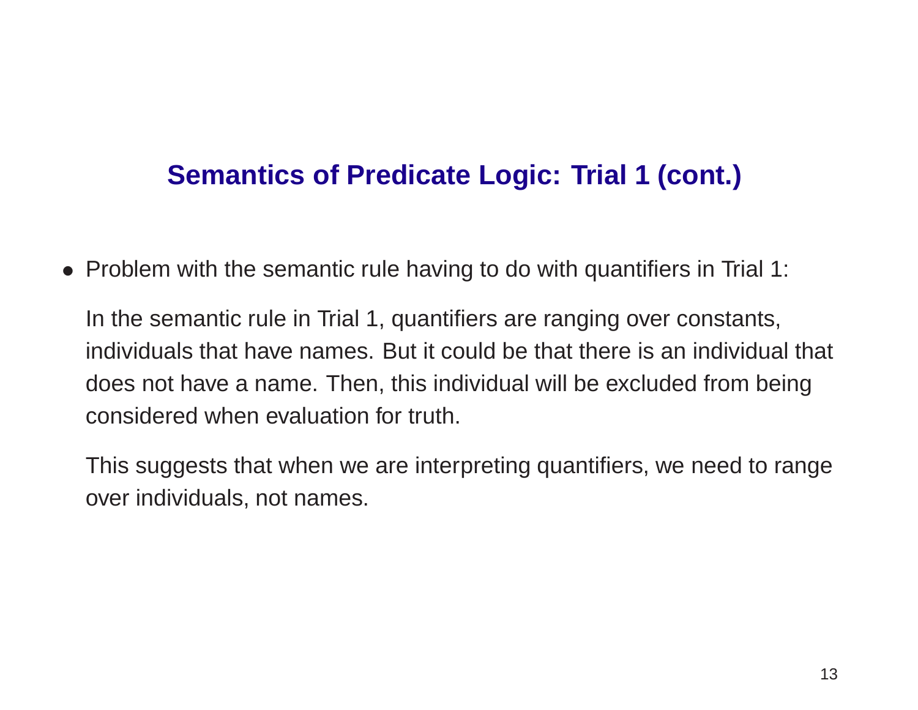## Semantics of Predicate Logic: Trial 1 (cont.)

- Problem with the semantic rule having to do with quantifiers in Trial 1:

  In the semantic rule in Trial 1, quantifiers are ranging over constants, individuals that have names. But it could be that there is an individual that does not have a name. Then, this individual will be excluded from being considered when evaluation for truth.

  This suggests that when we are interpreting quantifiers, we need to range over individuals, not names.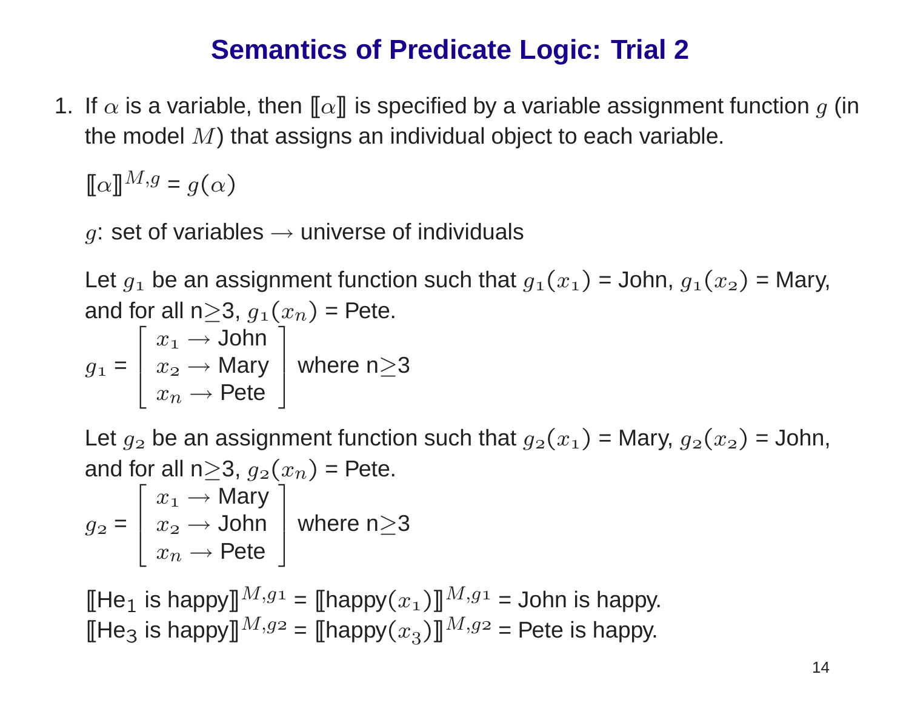# Semantics of Predicate Logic: Trial 2

1. If $\alpha$ is a variable, then $[\![\alpha]\!]$ is specified by a variable assignment function $g$ (in the model $M$) that assigns an individual object to each variable.

   $[\![\alpha]\!]^{M,g} = g(\alpha)$

   $g$: set of variables $\rightarrow$ universe of individuals

   Let $g_1$ be an assignment function such that $g_1(x_1)$ = John, $g_1(x_2)$ = Mary, and for all n$\geq$3, $g_1(x_n)$ = Pete.

   $$g_1 = \begin{bmatrix} x_1 \rightarrow \text{John} \\ x_2 \rightarrow \text{Mary} \\ x_n \rightarrow \text{Pete} \end{bmatrix} \text{ where n} \geq 3$$

   Let $g_2$ be an assignment function such that $g_2(x_1)$ = Mary, $g_2(x_2)$ = John, and for all n$\geq$3, $g_2(x_n)$ = Pete.

   $$g_2 = \begin{bmatrix} x_1 \rightarrow \text{Mary} \\ x_2 \rightarrow \text{John} \\ x_n \rightarrow \text{Pete} \end{bmatrix} \text{ where n} \geq 3$$

   $[\![\text{He}_1 \text{ is happy}]\!]^{M,g_1} = [\![\text{happy}(x_1)]\!]^{M,g_1}$ = John is happy.
   $[\![\text{He}_3 \text{ is happy}]\!]^{M,g_2} = [\![\text{happy}(x_3)]\!]^{M,g_2}$ = Pete is happy.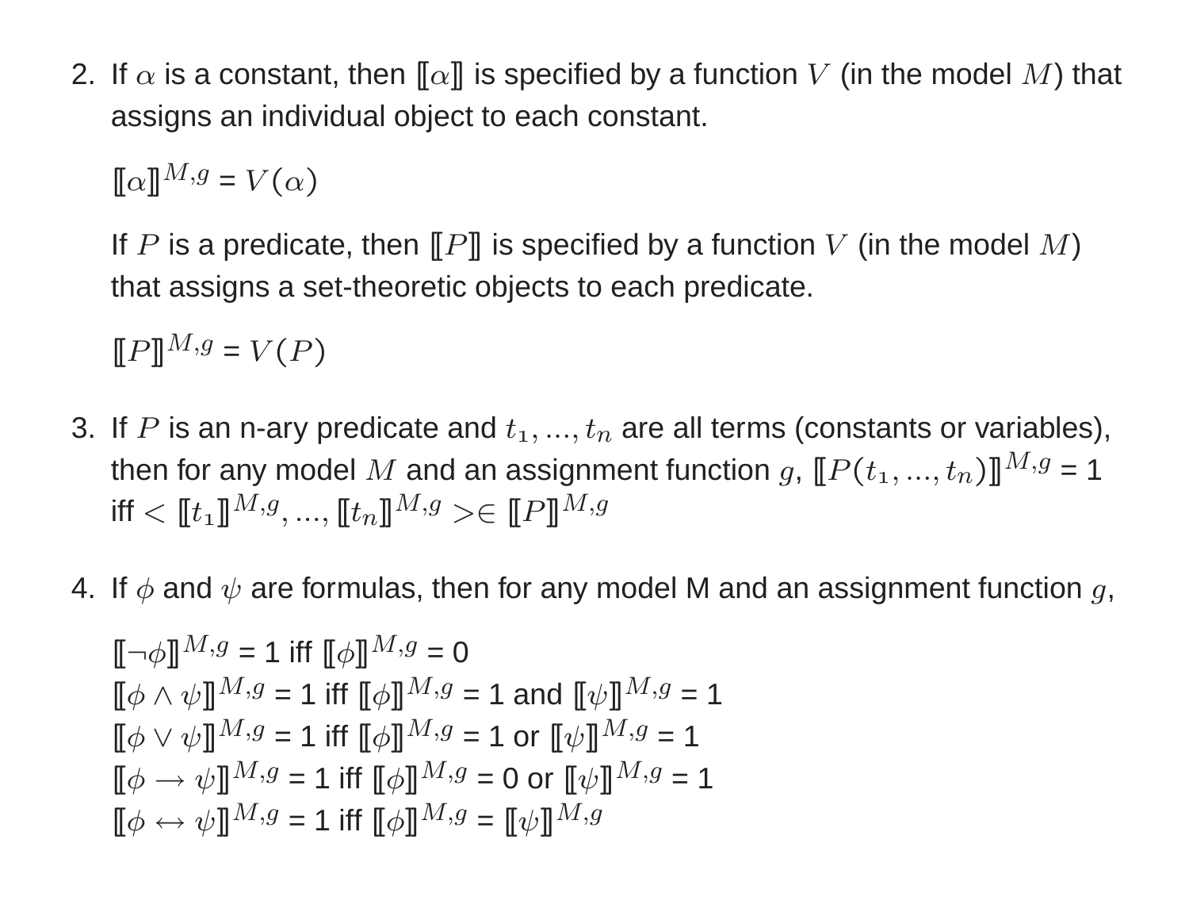2. If $\alpha$ is a constant, then $[\![\alpha]\!]$ is specified by a function $V$ (in the model $M$) that assigns an individual object to each constant.

   $[\![\alpha]\!]^{M,g} = V(\alpha)$

   If $P$ is a predicate, then $[\![P]\!]$ is specified by a function $V$ (in the model $M$) that assigns a set-theoretic objects to each predicate.

   $[\![P]\!]^{M,g} = V(P)$

3. If $P$ is an n-ary predicate and $t_1, ..., t_n$ are all terms (constants or variables), then for any model $M$ and an assignment function $g$, $[\![P(t_1, ..., t_n)]\!]^{M,g}$ = 1 iff $< [\![t_1]\!]^{M,g}, ..., [\![t_n]\!]^{M,g} > \in [\![P]\!]^{M,g}$

4. If $\phi$ and $\psi$ are formulas, then for any model M and an assignment function $g$,

   $[\![\neg\phi]\!]^{M,g}$ = 1 iff $[\![\phi]\!]^{M,g}$ = 0
   $[\![\phi \wedge \psi]\!]^{M,g}$ = 1 iff $[\![\phi]\!]^{M,g}$ = 1 and $[\![\psi]\!]^{M,g}$ = 1
   $[\![\phi \vee \psi]\!]^{M,g}$ = 1 iff $[\![\phi]\!]^{M,g}$ = 1 or $[\![\psi]\!]^{M,g}$ = 1
   $[\![\phi \rightarrow \psi]\!]^{M,g}$ = 1 iff $[\![\phi]\!]^{M,g}$ = 0 or $[\![\psi]\!]^{M,g}$ = 1
   $[\![\phi \leftrightarrow \psi]\!]^{M,g}$ = 1 iff $[\![\phi]\!]^{M,g}$ = $[\![\psi]\!]^{M,g}$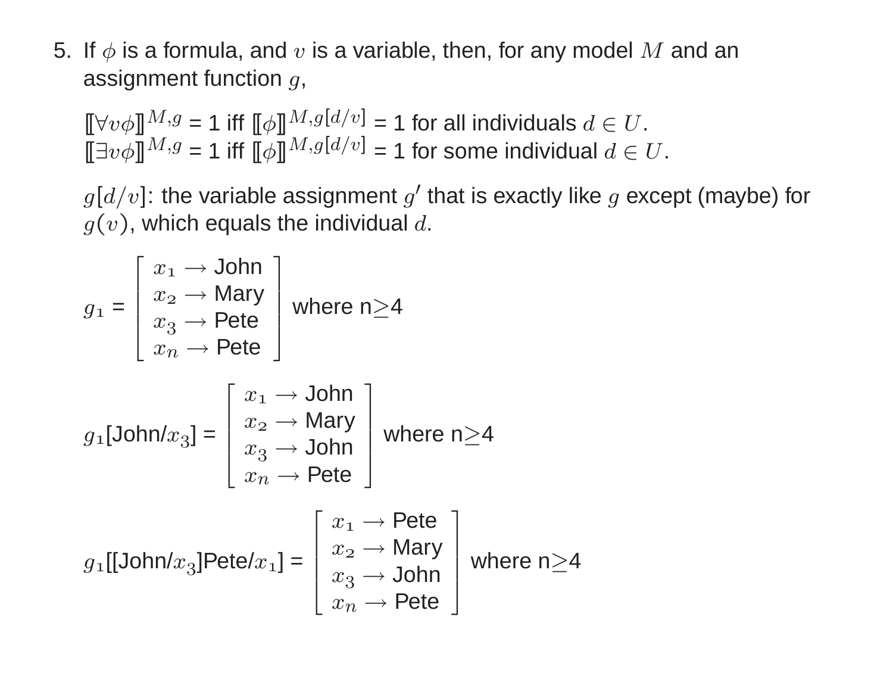5. If $\phi$ is a formula, and $v$ is a variable, then, for any model $M$ and an assignment function $g$,

   $[\![\forall v\phi]\!]^{M,g}$ = 1 iff $[\![\phi]\!]^{M,g[d/v]}$ = 1 for all individuals $d \in U$.
   $[\![\exists v\phi]\!]^{M,g}$ = 1 iff $[\![\phi]\!]^{M,g[d/v]}$ = 1 for some individual $d \in U$.

   $g[d/v]$: the variable assignment $g'$ that is exactly like $g$ except (maybe) for $g(v)$, which equals the individual $d$.

   $$g_1 = \begin{bmatrix} x_1 \rightarrow \text{John} \\ x_2 \rightarrow \text{Mary} \\ x_3 \rightarrow \text{Pete} \\ x_n \rightarrow \text{Pete} \end{bmatrix} \text{ where n} \geq 4$$

   $$g_1[\text{John}/x_3] = \begin{bmatrix} x_1 \rightarrow \text{John} \\ x_2 \rightarrow \text{Mary} \\ x_3 \rightarrow \text{John} \\ x_n \rightarrow \text{Pete} \end{bmatrix} \text{ where n} \geq 4$$

   $$g_1[[\text{John}/x_3]\text{Pete}/x_1] = \begin{bmatrix} x_1 \rightarrow \text{Pete} \\ x_2 \rightarrow \text{Mary} \\ x_3 \rightarrow \text{John} \\ x_n \rightarrow \text{Pete} \end{bmatrix} \text{ where n} \geq 4$$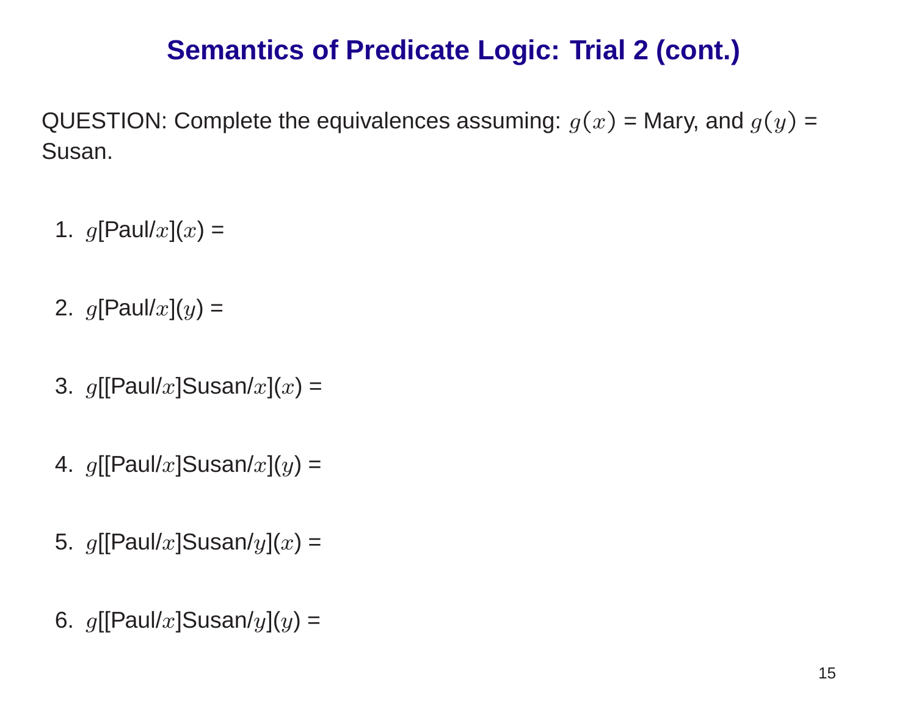# Semantics of Predicate Logic: Trial 2 (cont.)

QUESTION: Complete the equivalences assuming: $g(x)$ = Mary, and $g(y)$ = Susan.

1. $g$[Paul/$x$]($x$) =

2. $g$[Paul/$x$]($y$) =

3. $g$[[Paul/$x$]Susan/$x$]($x$) =

4. $g$[[Paul/$x$]Susan/$x$]($y$) =

5. $g$[[Paul/$x$]Susan/$y$]($x$) =

6. $g$[[Paul/$x$]Susan/$y$]($y$) =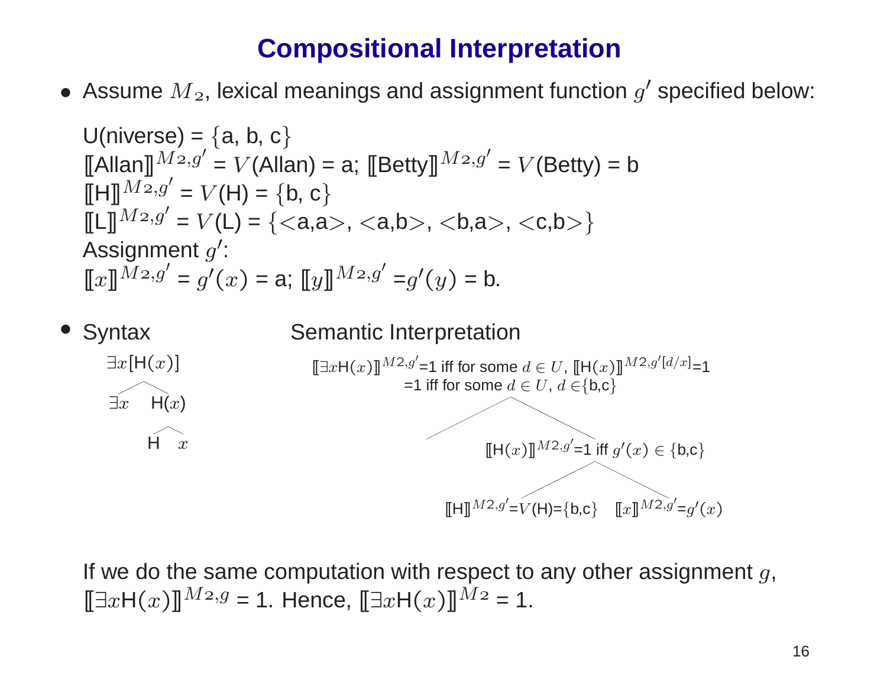# Compositional Interpretation

- Assume $M_2$, lexical meanings and assignment function $g'$ specified below:

  U(niverse) = $\{$a, b, c$\}$
  $[\![\text{Allan}]\!]^{M_2,g'}$ = $V$(Allan) = a; $[\![\text{Betty}]\!]^{M_2,g'}$ = $V$(Betty) = b
  $[\![\text{H}]\!]^{M_2,g'}$ = $V$(H) = $\{$b, c$\}$
  $[\![\text{L}]\!]^{M_2,g'}$ = $V$(L) = $\{$<a,a>, <a,b>, <b,a>, <c,b>$\}$
  Assignment $g'$:
  $[\![x]\!]^{M_2,g'}$ = $g'(x)$ = a; $[\![y]\!]^{M_2,g'}$ = $g'(y)$ = b.

- Syntax

  $\exists x[\text{H}(x)]$
  - $\exists x$
  - $\text{H}(x)$
    - H
    - $x$

  Semantic Interpretation

  $[\![\exists x\text{H}(x)]\!]^{M2,g'}$=1 iff for some $d \in U$, $[\![\text{H}(x)]\!]^{M2,g'[d/x]}$=1
  =1 iff for some $d \in U$, $d \in$$\{$b,c$\}$
  - $[\![\text{H}(x)]\!]^{M2,g'}$=1 iff $g'(x) \in$ $\{$b,c$\}$
    - $[\![\text{H}]\!]^{M2,g'}$=$V$(H)=$\{$b,c$\}$
    - $[\![x]\!]^{M2,g'}$=$g'(x)$

If we do the same computation with respect to any other assignment $g$, $[\![\exists x\text{H}(x)]\!]^{M_2,g}$ = 1. Hence, $[\![\exists x\text{H}(x)]\!]^{M_2}$ = 1.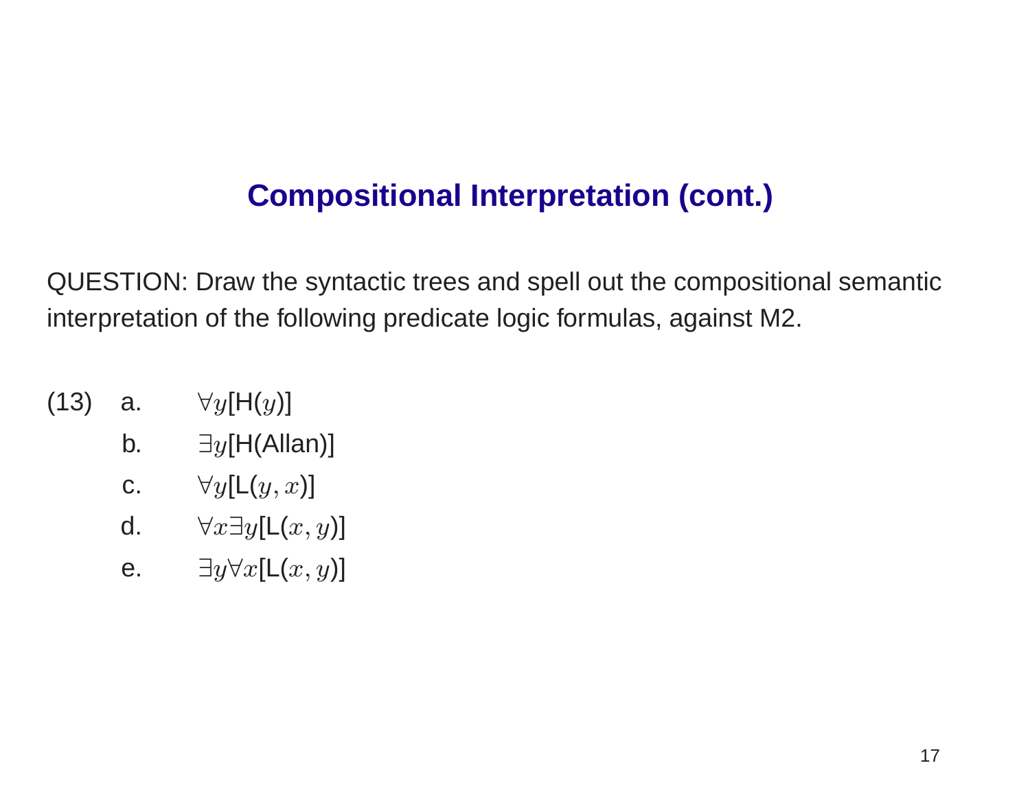# Compositional Interpretation (cont.)

QUESTION: Draw the syntactic trees and spell out the compositional semantic interpretation of the following predicate logic formulas, against M2.

(13)

a. $\forall y$[H($y$)]

b. $\exists y$[H(Allan)]

c. $\forall y$[L($y, x$)]

d. $\forall x \exists y$[L($x, y$)]

e. $\exists y \forall x$[L($x, y$)]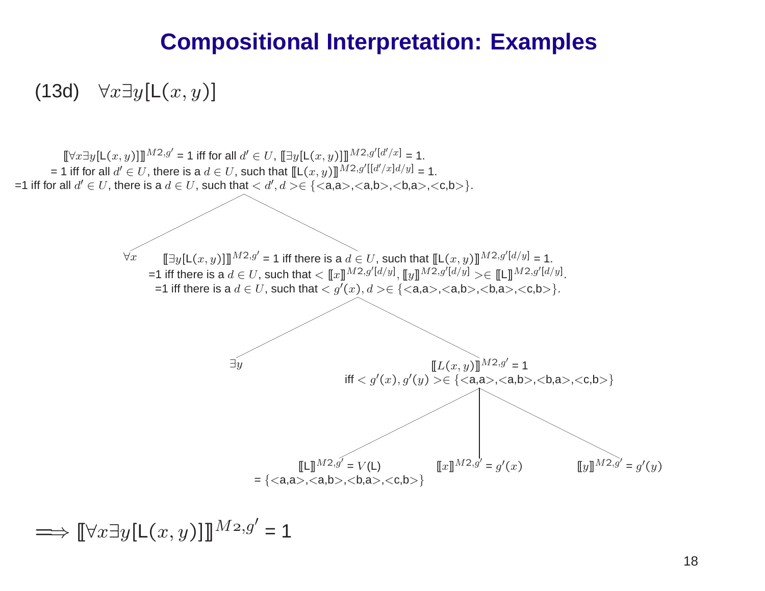# Compositional Interpretation: Examples

(13d) $\forall x \exists y[\mathsf{L}(x,y)]$

$[\![\forall x \exists y[\mathsf{L}(x,y)]]\!]^{M2,g'}$ = 1 iff for all $d' \in U$, $[\![\exists y[\mathsf{L}(x,y)]]\!]^{M2,g'[d'/x]}$ = 1.
= 1 iff for all $d' \in U$, there is a $d \in U$, such that $[\![\mathsf{L}(x,y)]\!]^{M2,g'[[d'/x]d/y]}$ = 1.
=1 iff for all $d' \in U$, there is a $d \in U$, such that $< d', d > \in \{$<a,a>,<a,b>,<b,a>,<c,b>$\}$.

- $\forall x$
- $[\![\exists y[\mathsf{L}(x,y)]]\!]^{M2,g'}$ = 1 iff there is a $d \in U$, such that $[\![\mathsf{L}(x,y)]\!]^{M2,g'[d/y]}$ = 1.
  =1 iff there is a $d \in U$, such that $< [\![x]\!]^{M2,g'[d/y]}, [\![y]\!]^{M2,g'[d/y]} > \in [\![\mathsf{L}]\!]^{M2,g'[d/y]}$.
  =1 iff there is a $d \in U$, such that $< g'(x), d > \in \{$<a,a>,<a,b>,<b,a>,<c,b>$\}$.
  - $\exists y$
  - $[\![L(x,y)]\!]^{M2,g'}$ = 1
    iff $< g'(x), g'(y) > \in \{$<a,a>,<a,b>,<b,a>,<c,b>$\}$
    - $[\![\mathsf{L}]\!]^{M2,g'} = V(\mathsf{L})$
      = $\{$<a,a>,<a,b>,<b,a>,<c,b>$\}$
    - $[\![x]\!]^{M2,g'} = g'(x)$
    - $[\![y]\!]^{M2,g'} = g'(y)$

$\Longrightarrow [\![\forall x \exists y[\mathsf{L}(x,y)]]\!]^{M2,g'}$ = 1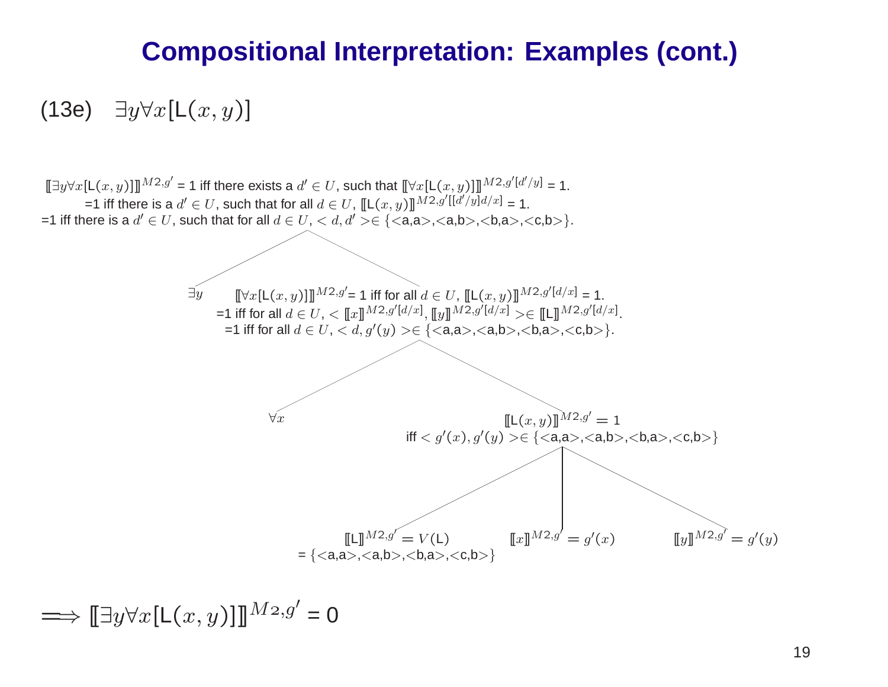# Compositional Interpretation: Examples (cont.)

(13e) $\exists y \forall x[\mathsf{L}(x,y)]$

$[\![\exists y \forall x[\mathsf{L}(x,y)]]\!]^{M2,g'}$ = 1 iff there exists a $d' \in U$, such that $[\![\forall x[\mathsf{L}(x,y)]]\!]^{M2,g'[d'/y]}$ = 1.
=1 iff there is a $d' \in U$, such that for all $d \in U$, $[\![\mathsf{L}(x,y)]\!]^{M2,g'[[d'/y]d/x]}$ = 1.
=1 iff there is a $d' \in U$, such that for all $d \in U$, $< d, d' > \in \{$<a,a>,<a,b>,<b,a>,<c,b>$\}$.

$\exists y$

$[\![\forall x[\mathsf{L}(x,y)]]\!]^{M2,g'}$= 1 iff for all $d \in U$, $[\![\mathsf{L}(x,y)]\!]^{M2,g'[d/x]}$ = 1.
=1 iff for all $d \in U$, $< [\![x]\!]^{M2,g'[d/x]}, [\![y]\!]^{M2,g'[d/x]} > \in [\![\mathsf{L}]\!]^{M2,g'[d/x]}$.
=1 iff for all $d \in U$, $< d, g'(y) > \in \{$<a,a>,<a,b>,<b,a>,<c,b>$\}$.

$\forall x$

$[\![\mathsf{L}(x,y)]\!]^{M2,g'} = 1$
iff $< g'(x), g'(y) > \in \{$<a,a>,<a,b>,<b,a>,<c,b>$\}$

$[\![\mathsf{L}]\!]^{M2,g'} = V(\mathsf{L})$
= $\{$<a,a>,<a,b>,<b,a>,<c,b>$\}$

$[\![x]\!]^{M2,g'} = g'(x)$

$[\![y]\!]^{M2,g'} = g'(y)$

$\Longrightarrow [\![\exists y \forall x[\mathsf{L}(x,y)]]\!]^{M2,g'}$ = 0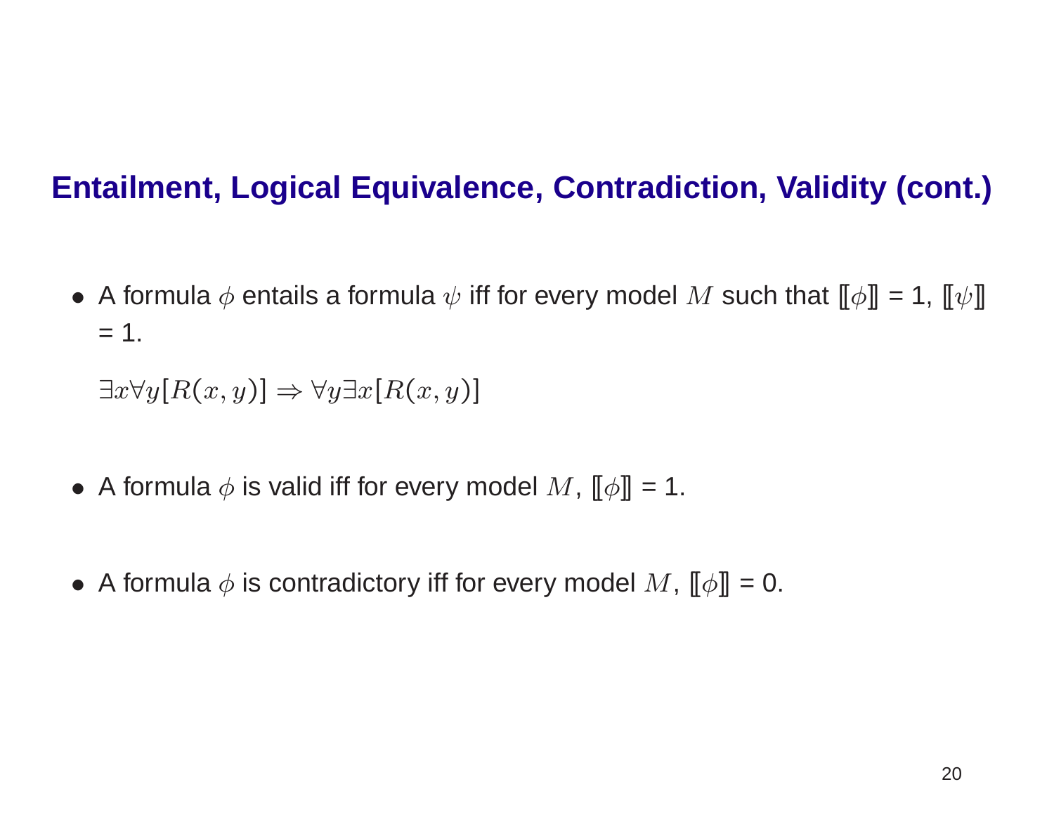## Entailment, Logical Equivalence, Contradiction, Validity (cont.)

- A formula $\phi$ entails a formula $\psi$ iff for every model $M$ such that $[\![\phi]\!]$ = 1, $[\![\psi]\!]$ = 1.

  $\exists x \forall y [R(x, y)] \Rightarrow \forall y \exists x [R(x, y)]$

- A formula $\phi$ is valid iff for every model $M$, $[\![\phi]\!]$ = 1.

- A formula $\phi$ is contradictory iff for every model $M$, $[\![\phi]\!]$ = 0.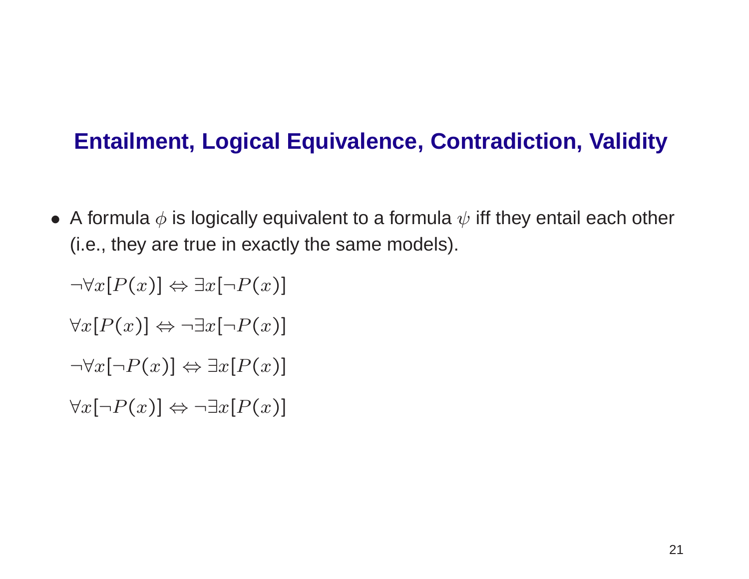## Entailment, Logical Equivalence, Contradiction, Validity

- A formula $\phi$ is logically equivalent to a formula $\psi$ iff they entail each other (i.e., they are true in exactly the same models).

$\neg\forall x[P(x)] \Leftrightarrow \exists x[\neg P(x)]$

$\forall x[P(x)] \Leftrightarrow \neg\exists x[\neg P(x)]$

$\neg\forall x[\neg P(x)] \Leftrightarrow \exists x[P(x)]$

$\forall x[\neg P(x)] \Leftrightarrow \neg\exists x[P(x)]$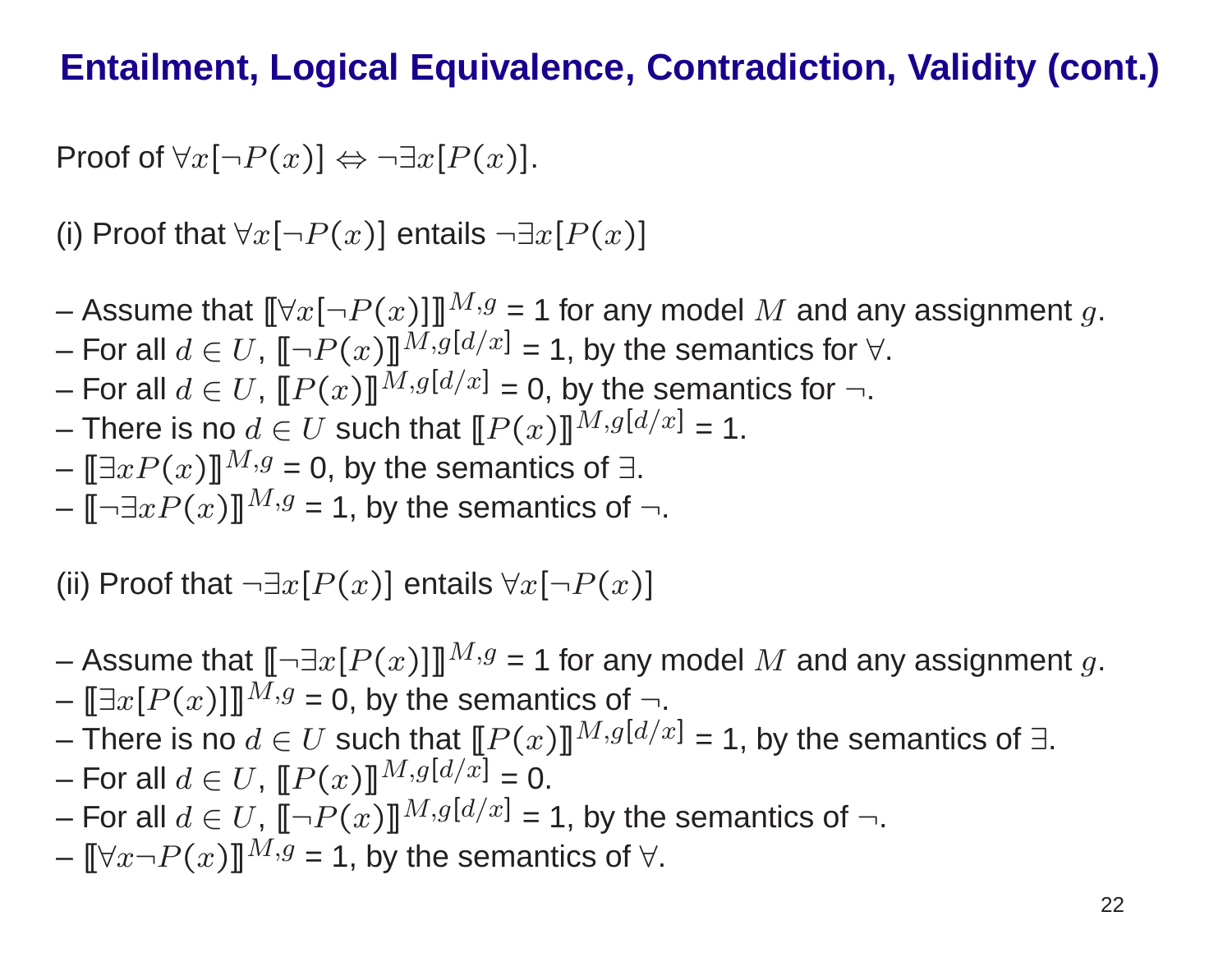# Entailment, Logical Equivalence, Contradiction, Validity (cont.)

Proof of $\forall x[\neg P(x)] \Leftrightarrow \neg\exists x[P(x)]$.

(i) Proof that $\forall x[\neg P(x)]$ entails $\neg\exists x[P(x)]$

– Assume that $[\![\forall x[\neg P(x)]]\!]^{M,g}$ = 1 for any model $M$ and any assignment $g$.
– For all $d \in U$, $[\![\neg P(x)]\!]^{M,g[d/x]}$ = 1, by the semantics for $\forall$.
– For all $d \in U$, $[\![P(x)]\!]^{M,g[d/x]}$ = 0, by the semantics for $\neg$.
– There is no $d \in U$ such that $[\![P(x)]\!]^{M,g[d/x]}$ = 1.
– $[\![\exists x P(x)]\!]^{M,g}$ = 0, by the semantics of $\exists$.
– $[\![\neg\exists x P(x)]\!]^{M,g}$ = 1, by the semantics of $\neg$.

(ii) Proof that $\neg\exists x[P(x)]$ entails $\forall x[\neg P(x)]$

– Assume that $[\![\neg\exists x[P(x)]]\!]^{M,g}$ = 1 for any model $M$ and any assignment $g$.
– $[\![\exists x[P(x)]]\!]^{M,g}$ = 0, by the semantics of $\neg$.
– There is no $d \in U$ such that $[\![P(x)]\!]^{M,g[d/x]}$ = 1, by the semantics of $\exists$.
– For all $d \in U$, $[\![P(x)]\!]^{M,g[d/x]}$ = 0.
– For all $d \in U$, $[\![\neg P(x)]\!]^{M,g[d/x]}$ = 1, by the semantics of $\neg$.
– $[\![\forall x \neg P(x)]\!]^{M,g}$ = 1, by the semantics of $\forall$.